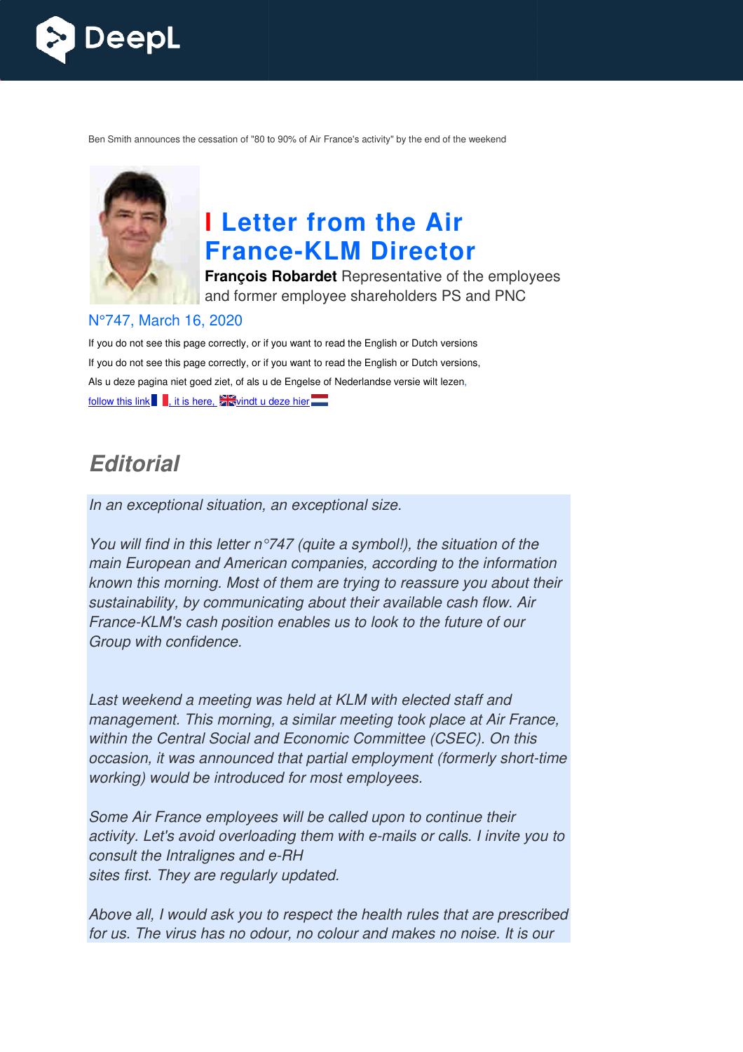Ben Smith announces the cessation of "80 to 90% of Air France's activity" by the end of the weekend

# I Letter from the Air France-KLM Director

**François Robardet** Representative of the employees and former employee shareholders PS and PNC

N°747, March 16, 2020

If you do not see this page correctly, or if you want to read the English or Dutch versions

If you do not see this page correctly, or if you want to read the English or Dutch versions,

Als u deze pagina niet goed ziet, of als u de Engelse of Nederlandse versie wilt lezen,

follow this link, it is here, vindt u deze hier

## Editorial

*In an exceptional situation, an exceptional size.*

*You will find in this letter n°747 (quite a symbol!), the situation of the main European and American companies, according to the information known this morning. Most of them are trying to reassure you about their sustainability, by communicating about their available cash flow. Air France-KLM's cash position enables us to look to the future of our Group with confidence.*

*Last weekend a meeting was held at KLM with elected staff and management. This morning, a similar meeting took place at Air France, within the Central Social and Economic Committee (CSEC). On this occasion, it was announced that partial employment (formerly short-time working) would be introduced for most employees.*

*Some Air France employees will be called upon to continue their activity. Let's avoid overloading them with e-mails or calls. I invite you to consult the Intralignes and e-RH sites first. They are regularly updated.*

*Above all, I would ask you to respect the health rules that are prescribed for us. The virus has no odour, no colour and makes no noise. It is our*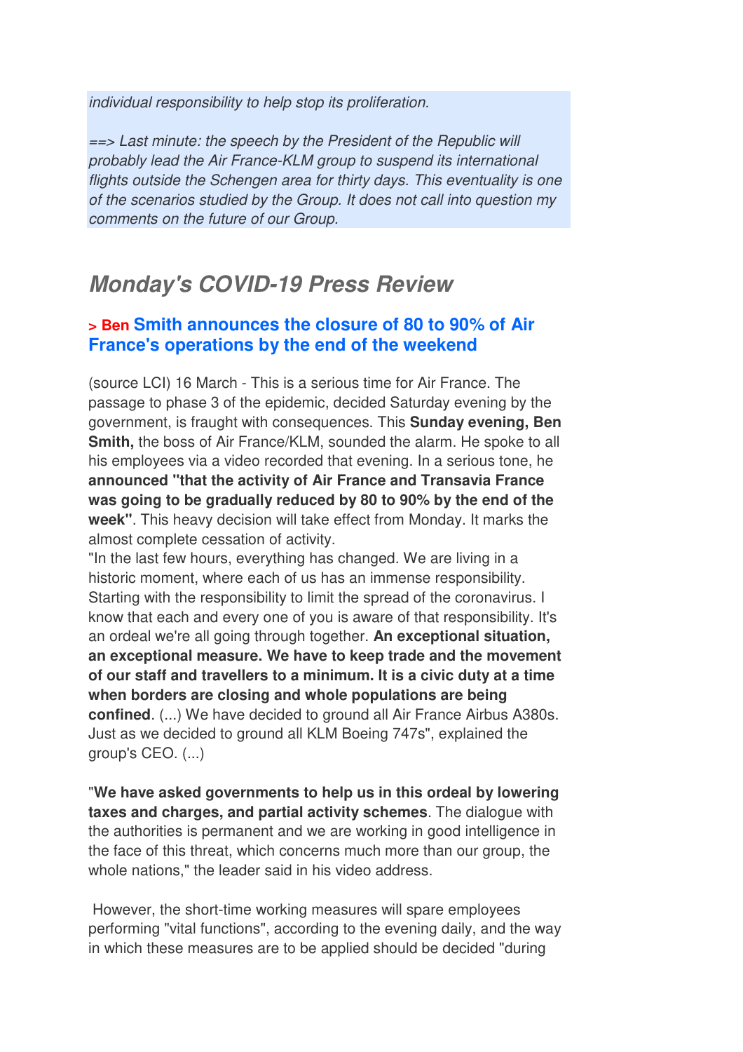*individual responsibility to help stop its proliferation.*

*==> Last minute: the speech by the President of the Republic will probably lead the Air France-KLM group to suspend its international flights outside the Schengen area for thirty days. This eventuality is one of the scenarios studied by the Group. It does not call into question my comments on the future of our Group.*

## Monday's COVID-19 Press Review

### > Ben Smith announces the closure of 80 to 90% of Air France's operations by the end of the weekend

(source LCI) 16 March - This is a serious time for Air France. The passage to phase 3 of the epidemic, decided Saturday evening by the government, is fraught with consequences. This **Sunday evening, Ben Smith,** the boss of Air France/KLM, sounded the alarm. He spoke to all his employees via a video recorded that evening. In a serious tone, he **announced "that the activity of Air France and Transavia France was going to be gradually reduced by 80 to 90% by the end of the week"**. This heavy decision will take effect from Monday. It marks the almost complete cessation of activity.

"In the last few hours, everything has changed. We are living in a historic moment, where each of us has an immense responsibility. Starting with the responsibility to limit the spread of the coronavirus. I know that each and every one of you is aware of that responsibility. It's an ordeal we're all going through together. **An exceptional situation, an exceptional measure. We have to keep trade and the movement of our staff and travellers to a minimum. It is a civic duty at a time when borders are closing and whole populations are being confined**. (...) We have decided to ground all Air France Airbus A380s. Just as we decided to ground all KLM Boeing 747s", explained the group's CEO. (...)

"**We have asked governments to help us in this ordeal by lowering taxes and charges, and partial activity schemes**. The dialogue with the authorities is permanent and we are working in good intelligence in the face of this threat, which concerns much more than our group, the whole nations," the leader said in his video address.

However, the short-time working measures will spare employees performing "vital functions", according to the evening daily, and the way in which these measures are to be applied should be decided "during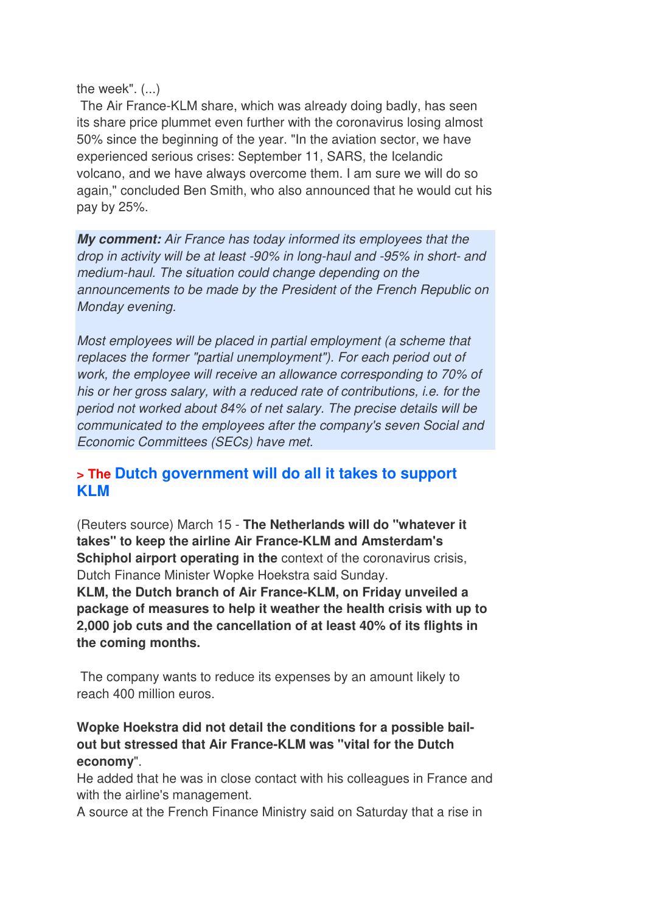the week". (...)

The Air France-KLM share, which was already doing badly, has seen its share price plummet even further with the coronavirus losing almost 50% since the beginning of the year. "In the aviation sector, we have experienced serious crises: September 11, SARS, the Icelandic volcano, and we have always overcome them. I am sure we will do so again," concluded Ben Smith, who also announced that he would cut his pay by 25%.

***My comment:*** *Air France has today informed its employees that the drop in activity will be at least -90% in long-haul and -95% in short- and medium-haul. The situation could change depending on the announcements to be made by the President of the French Republic on Monday evening.*

*Most employees will be placed in partial employment (a scheme that replaces the former "partial unemployment"). For each period out of work, the employee will receive an allowance corresponding to 70% of his or her gross salary, with a reduced rate of contributions, i.e. for the period not worked about 84% of net salary. The precise details will be communicated to the employees after the company's seven Social and Economic Committees (SECs) have met.*

## > The Dutch government will do all it takes to support KLM

(Reuters source) March 15 - **The Netherlands will do "whatever it takes" to keep the airline Air France-KLM and Amsterdam's Schiphol airport operating in the** context of the coronavirus crisis, Dutch Finance Minister Wopke Hoekstra said Sunday.

**KLM, the Dutch branch of Air France-KLM, on Friday unveiled a package of measures to help it weather the health crisis with up to 2,000 job cuts and the cancellation of at least 40% of its flights in the coming months.**

The company wants to reduce its expenses by an amount likely to reach 400 million euros.

**Wopke Hoekstra did not detail the conditions for a possible bail-out but stressed that Air France-KLM was "vital for the Dutch economy**".

He added that he was in close contact with his colleagues in France and with the airline's management.

A source at the French Finance Ministry said on Saturday that a rise in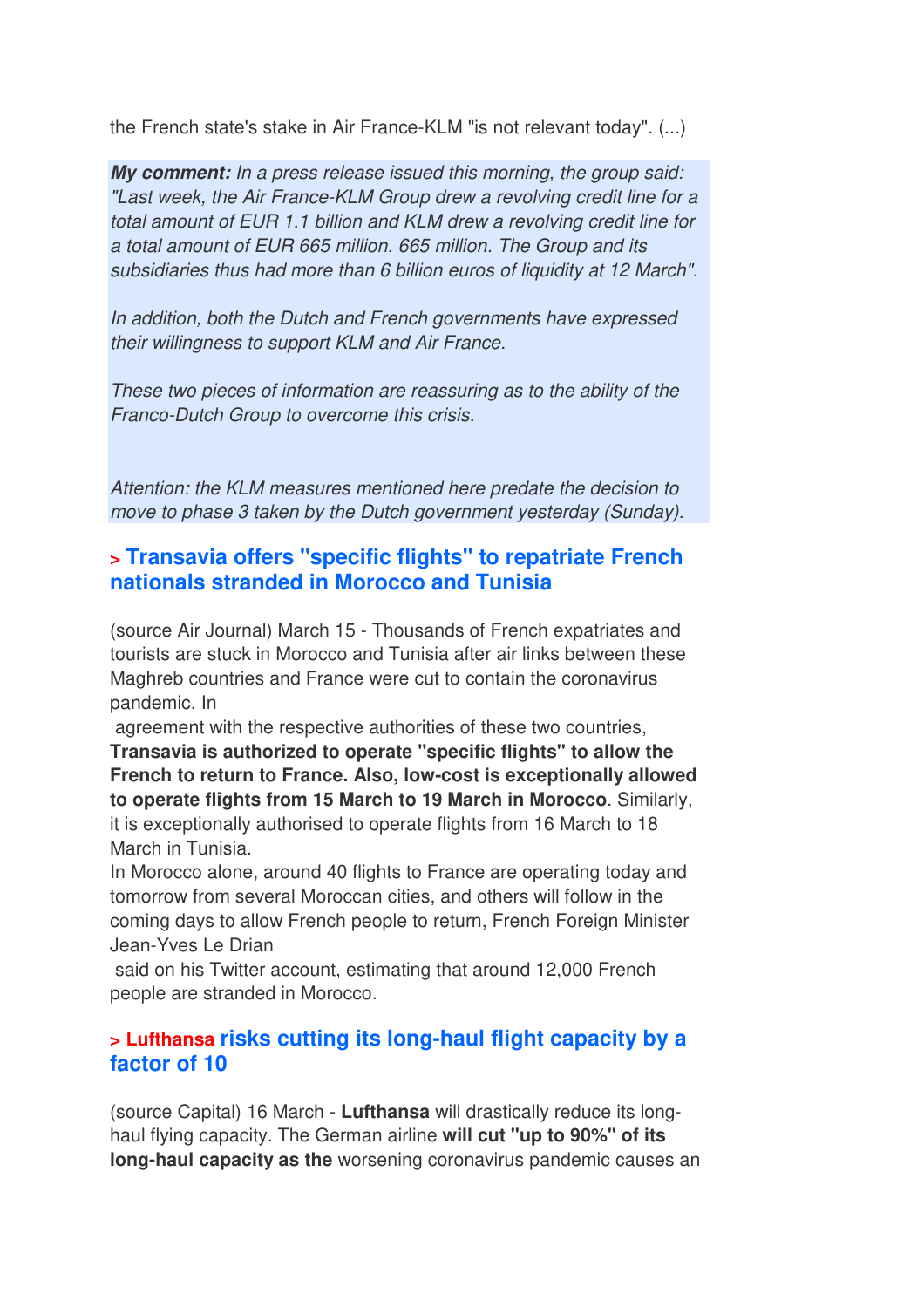the French state's stake in Air France-KLM "is not relevant today". (...)

***My comment:*** *In a press release issued this morning, the group said: "Last week, the Air France-KLM Group drew a revolving credit line for a total amount of EUR 1.1 billion and KLM drew a revolving credit line for a total amount of EUR 665 million. 665 million. The Group and its subsidiaries thus had more than 6 billion euros of liquidity at 12 March".*

*In addition, both the Dutch and French governments have expressed their willingness to support KLM and Air France.*

*These two pieces of information are reassuring as to the ability of the Franco-Dutch Group to overcome this crisis.*

*Attention: the KLM measures mentioned here predate the decision to move to phase 3 taken by the Dutch government yesterday (Sunday).*

## > Transavia offers "specific flights" to repatriate French nationals stranded in Morocco and Tunisia

(source Air Journal) March 15 - Thousands of French expatriates and tourists are stuck in Morocco and Tunisia after air links between these Maghreb countries and France were cut to contain the coronavirus pandemic. In agreement with the respective authorities of these two countries, **Transavia is authorized to operate "specific flights" to allow the French to return to France. Also, low-cost is exceptionally allowed to operate flights from 15 March to 19 March in Morocco**. Similarly, it is exceptionally authorised to operate flights from 16 March to 18 March in Tunisia.

In Morocco alone, around 40 flights to France are operating today and tomorrow from several Moroccan cities, and others will follow in the coming days to allow French people to return, French Foreign Minister Jean-Yves Le Drian said on his Twitter account, estimating that around 12,000 French people are stranded in Morocco.

## > Lufthansa risks cutting its long-haul flight capacity by a factor of 10

(source Capital) 16 March - **Lufthansa** will drastically reduce its long-haul flying capacity. The German airline **will cut "up to 90%" of its long-haul capacity as the** worsening coronavirus pandemic causes an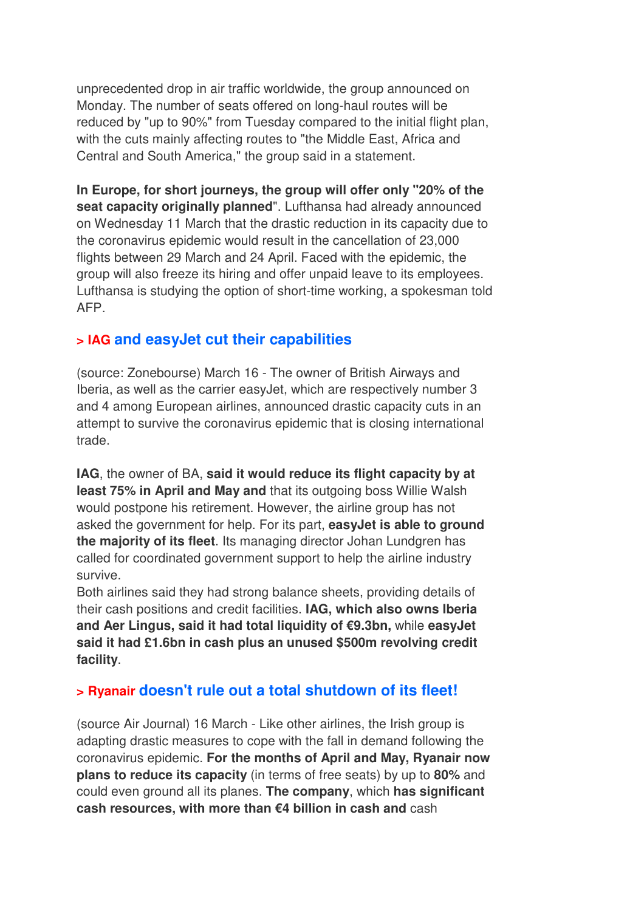unprecedented drop in air traffic worldwide, the group announced on Monday. The number of seats offered on long-haul routes will be reduced by "up to 90%" from Tuesday compared to the initial flight plan, with the cuts mainly affecting routes to "the Middle East, Africa and Central and South America," the group said in a statement.

**In Europe, for short journeys, the group will offer only "20% of the seat capacity originally planned**". Lufthansa had already announced on Wednesday 11 March that the drastic reduction in its capacity due to the coronavirus epidemic would result in the cancellation of 23,000 flights between 29 March and 24 April. Faced with the epidemic, the group will also freeze its hiring and offer unpaid leave to its employees. Lufthansa is studying the option of short-time working, a spokesman told AFP.

### > IAG and easyJet cut their capabilities

(source: Zonebourse) March 16 - The owner of British Airways and Iberia, as well as the carrier easyJet, which are respectively number 3 and 4 among European airlines, announced drastic capacity cuts in an attempt to survive the coronavirus epidemic that is closing international trade.

**IAG**, the owner of BA, **said it would reduce its flight capacity by at least 75% in April and May and** that its outgoing boss Willie Walsh would postpone his retirement. However, the airline group has not asked the government for help. For its part, **easyJet is able to ground the majority of its fleet**. Its managing director Johan Lundgren has called for coordinated government support to help the airline industry survive.
Both airlines said they had strong balance sheets, providing details of their cash positions and credit facilities. **IAG, which also owns Iberia and Aer Lingus, said it had total liquidity of €9.3bn,** while **easyJet said it had £1.6bn in cash plus an unused $500m revolving credit facility**.

### > Ryanair doesn't rule out a total shutdown of its fleet!

(source Air Journal) 16 March - Like other airlines, the Irish group is adapting drastic measures to cope with the fall in demand following the coronavirus epidemic. **For the months of April and May, Ryanair now plans to reduce its capacity** (in terms of free seats) by up to **80%** and could even ground all its planes. **The company**, which **has significant cash resources, with more than €4 billion in cash and** cash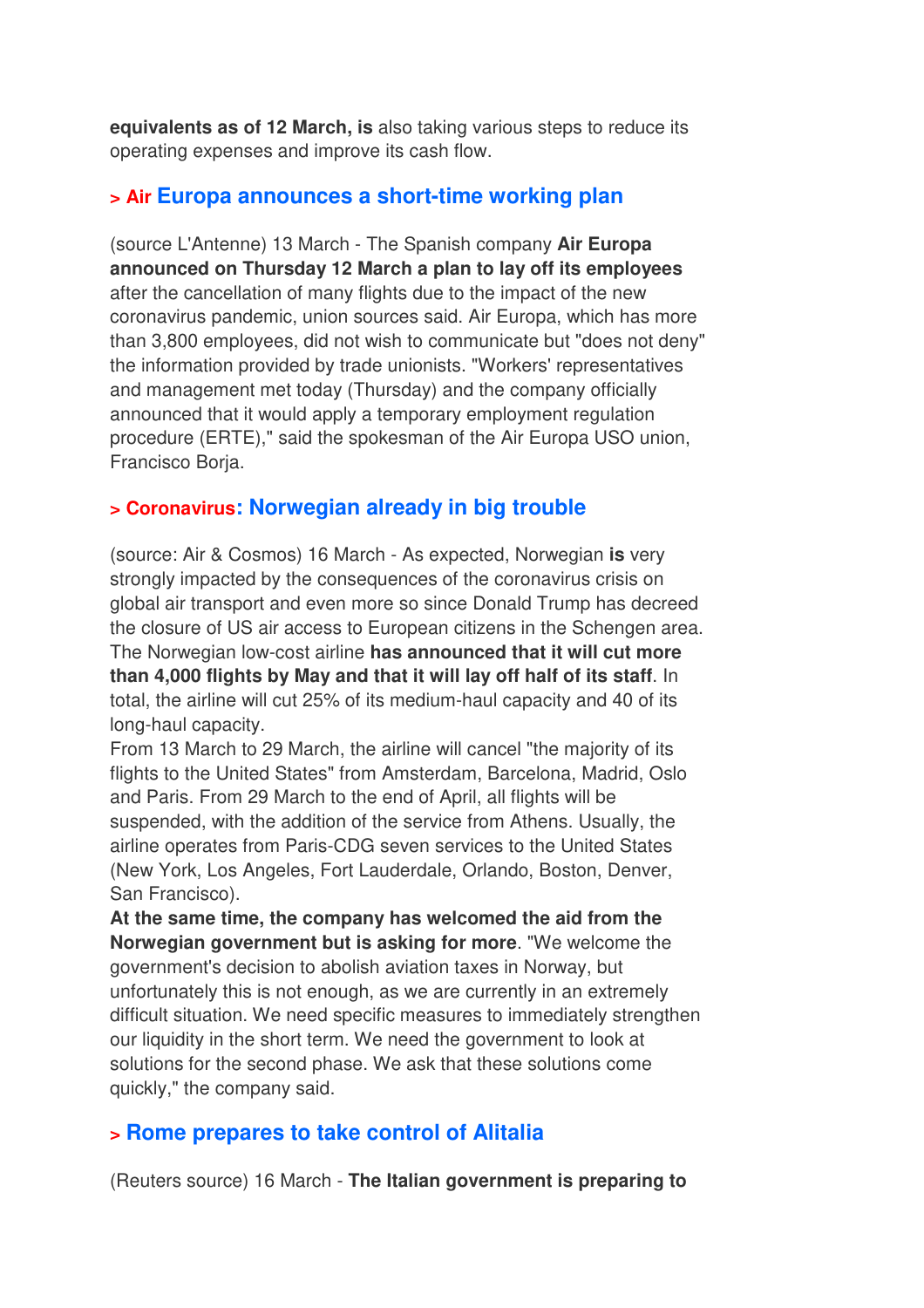**equivalents as of 12 March, is** also taking various steps to reduce its operating expenses and improve its cash flow.

### > Air Europa announces a short-time working plan

(source L'Antenne) 13 March - The Spanish company **Air Europa announced on Thursday 12 March a plan to lay off its employees** after the cancellation of many flights due to the impact of the new coronavirus pandemic, union sources said. Air Europa, which has more than 3,800 employees, did not wish to communicate but "does not deny" the information provided by trade unionists. "Workers' representatives and management met today (Thursday) and the company officially announced that it would apply a temporary employment regulation procedure (ERTE)," said the spokesman of the Air Europa USO union, Francisco Borja.

### > Coronavirus: Norwegian already in big trouble

(source: Air & Cosmos) 16 March - As expected, Norwegian **is** very strongly impacted by the consequences of the coronavirus crisis on global air transport and even more so since Donald Trump has decreed the closure of US air access to European citizens in the Schengen area. The Norwegian low-cost airline **has announced that it will cut more than 4,000 flights by May and that it will lay off half of its staff**. In total, the airline will cut 25% of its medium-haul capacity and 40 of its long-haul capacity.

From 13 March to 29 March, the airline will cancel "the majority of its flights to the United States" from Amsterdam, Barcelona, Madrid, Oslo and Paris. From 29 March to the end of April, all flights will be suspended, with the addition of the service from Athens. Usually, the airline operates from Paris-CDG seven services to the United States (New York, Los Angeles, Fort Lauderdale, Orlando, Boston, Denver, San Francisco).

**At the same time, the company has welcomed the aid from the Norwegian government but is asking for more**. "We welcome the government's decision to abolish aviation taxes in Norway, but unfortunately this is not enough, as we are currently in an extremely difficult situation. We need specific measures to immediately strengthen our liquidity in the short term. We need the government to look at solutions for the second phase. We ask that these solutions come quickly," the company said.

### > Rome prepares to take control of Alitalia

(Reuters source) 16 March - **The Italian government is preparing to**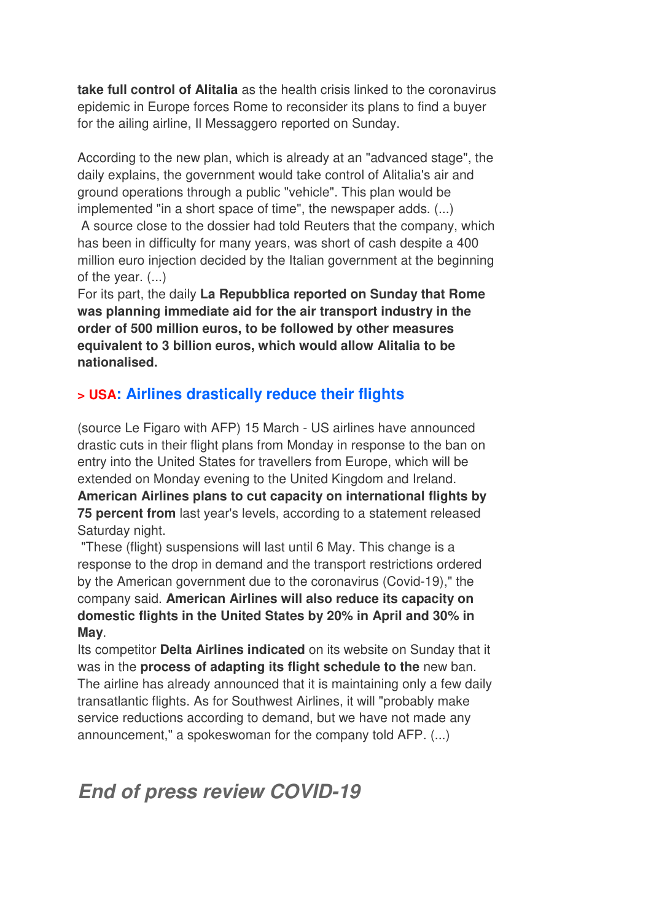**take full control of Alitalia** as the health crisis linked to the coronavirus epidemic in Europe forces Rome to reconsider its plans to find a buyer for the ailing airline, Il Messaggero reported on Sunday.

According to the new plan, which is already at an "advanced stage", the daily explains, the government would take control of Alitalia's air and ground operations through a public "vehicle". This plan would be implemented "in a short space of time", the newspaper adds. (...)
A source close to the dossier had told Reuters that the company, which has been in difficulty for many years, was short of cash despite a 400 million euro injection decided by the Italian government at the beginning of the year. (...)
For its part, the daily **La Repubblica reported on Sunday that Rome was planning immediate aid for the air transport industry in the order of 500 million euros, to be followed by other measures equivalent to 3 billion euros, which would allow Alitalia to be nationalised.**

### > USA: Airlines drastically reduce their flights

(source Le Figaro with AFP) 15 March - US airlines have announced drastic cuts in their flight plans from Monday in response to the ban on entry into the United States for travellers from Europe, which will be extended on Monday evening to the United Kingdom and Ireland.
**American Airlines plans to cut capacity on international flights by 75 percent from** last year's levels, according to a statement released Saturday night.
"These (flight) suspensions will last until 6 May. This change is a response to the drop in demand and the transport restrictions ordered by the American government due to the coronavirus (Covid-19)," the company said. **American Airlines will also reduce its capacity on domestic flights in the United States by 20% in April and 30% in May**.
Its competitor **Delta Airlines indicated** on its website on Sunday that it was in the **process of adapting its flight schedule to the** new ban. The airline has already announced that it is maintaining only a few daily transatlantic flights. As for Southwest Airlines, it will "probably make service reductions according to demand, but we have not made any announcement," a spokeswoman for the company told AFP. (...)

## *End of press review COVID-19*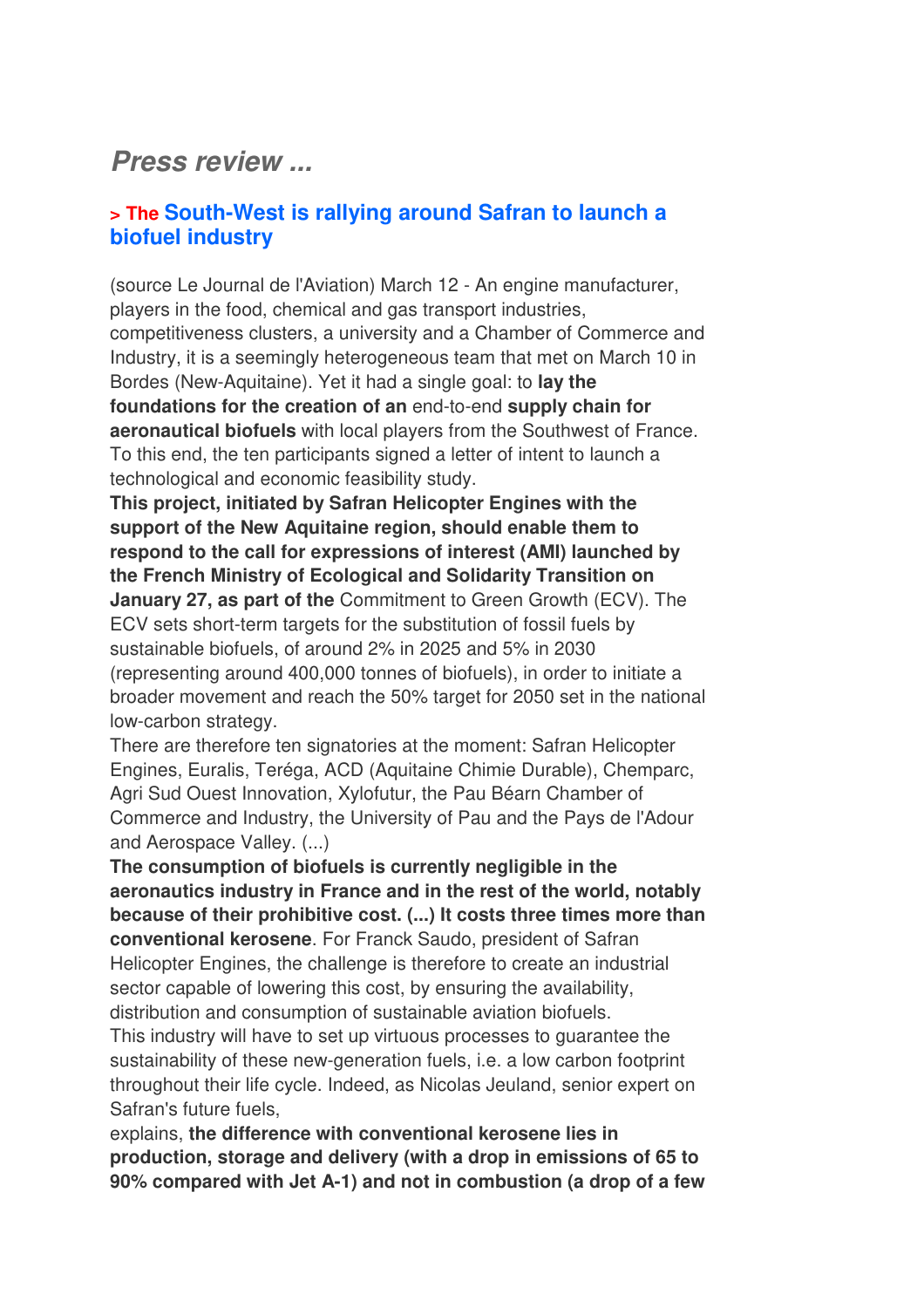## *Press review ...*

### > The South-West is rallying around Safran to launch a biofuel industry

(source Le Journal de l'Aviation) March 12 - An engine manufacturer, players in the food, chemical and gas transport industries, competitiveness clusters, a university and a Chamber of Commerce and Industry, it is a seemingly heterogeneous team that met on March 10 in Bordes (New-Aquitaine). Yet it had a single goal: to **lay the foundations for the creation of an** end-to-end **supply chain for aeronautical biofuels** with local players from the Southwest of France. To this end, the ten participants signed a letter of intent to launch a technological and economic feasibility study.

**This project, initiated by Safran Helicopter Engines with the support of the New Aquitaine region, should enable them to respond to the call for expressions of interest (AMI) launched by the French Ministry of Ecological and Solidarity Transition on January 27, as part of the** Commitment to Green Growth (ECV). The ECV sets short-term targets for the substitution of fossil fuels by sustainable biofuels, of around 2% in 2025 and 5% in 2030 (representing around 400,000 tonnes of biofuels), in order to initiate a broader movement and reach the 50% target for 2050 set in the national low-carbon strategy.

There are therefore ten signatories at the moment: Safran Helicopter Engines, Euralis, Teréga, ACD (Aquitaine Chimie Durable), Chemparc, Agri Sud Ouest Innovation, Xylofutur, the Pau Béarn Chamber of Commerce and Industry, the University of Pau and the Pays de l'Adour and Aerospace Valley. (...)

**The consumption of biofuels is currently negligible in the aeronautics industry in France and in the rest of the world, notably because of their prohibitive cost. (...) It costs three times more than conventional kerosene**. For Franck Saudo, president of Safran Helicopter Engines, the challenge is therefore to create an industrial sector capable of lowering this cost, by ensuring the availability, distribution and consumption of sustainable aviation biofuels.

This industry will have to set up virtuous processes to guarantee the sustainability of these new-generation fuels, i.e. a low carbon footprint throughout their life cycle. Indeed, as Nicolas Jeuland, senior expert on Safran's future fuels,

explains, **the difference with conventional kerosene lies in production, storage and delivery (with a drop in emissions of 65 to 90% compared with Jet A-1) and not in combustion (a drop of a few**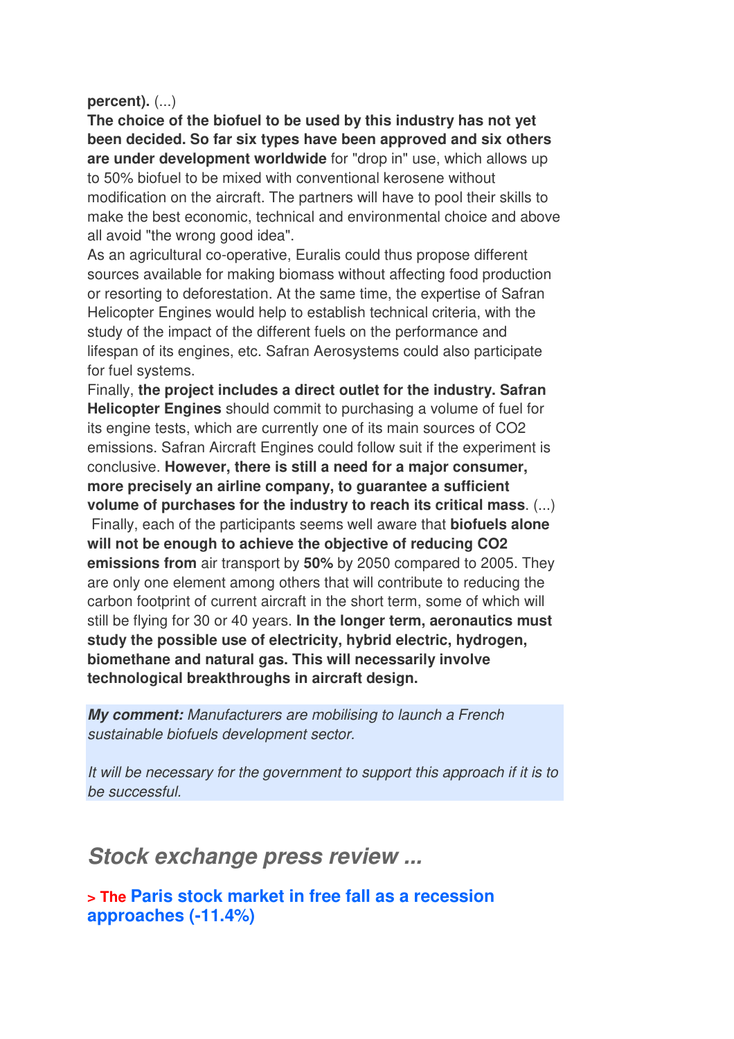**percent).** (...)

**The choice of the biofuel to be used by this industry has not yet been decided. So far six types have been approved and six others are under development worldwide** for "drop in" use, which allows up to 50% biofuel to be mixed with conventional kerosene without modification on the aircraft. The partners will have to pool their skills to make the best economic, technical and environmental choice and above all avoid "the wrong good idea".

As an agricultural co-operative, Euralis could thus propose different sources available for making biomass without affecting food production or resorting to deforestation. At the same time, the expertise of Safran Helicopter Engines would help to establish technical criteria, with the study of the impact of the different fuels on the performance and lifespan of its engines, etc. Safran Aerosystems could also participate for fuel systems.

Finally, **the project includes a direct outlet for the industry. Safran Helicopter Engines** should commit to purchasing a volume of fuel for its engine tests, which are currently one of its main sources of $CO_2$ emissions. Safran Aircraft Engines could follow suit if the experiment is conclusive. **However, there is still a need for a major consumer, more precisely an airline company, to guarantee a sufficient volume of purchases for the industry to reach its critical mass**. (...)

Finally, each of the participants seems well aware that **biofuels alone will not be enough to achieve the objective of reducing $CO_2$ emissions from** air transport by **50%** by 2050 compared to 2005. They are only one element among others that will contribute to reducing the carbon footprint of current aircraft in the short term, some of which will still be flying for 30 or 40 years. **In the longer term, aeronautics must study the possible use of electricity, hybrid electric, hydrogen, biomethane and natural gas. This will necessarily involve technological breakthroughs in aircraft design.**

***My comment:*** *Manufacturers are mobilising to launch a French sustainable biofuels development sector.*

*It will be necessary for the government to support this approach if it is to be successful.*

## *Stock exchange press review ...*

### > The Paris stock market in free fall as a recession approaches (-11.4%)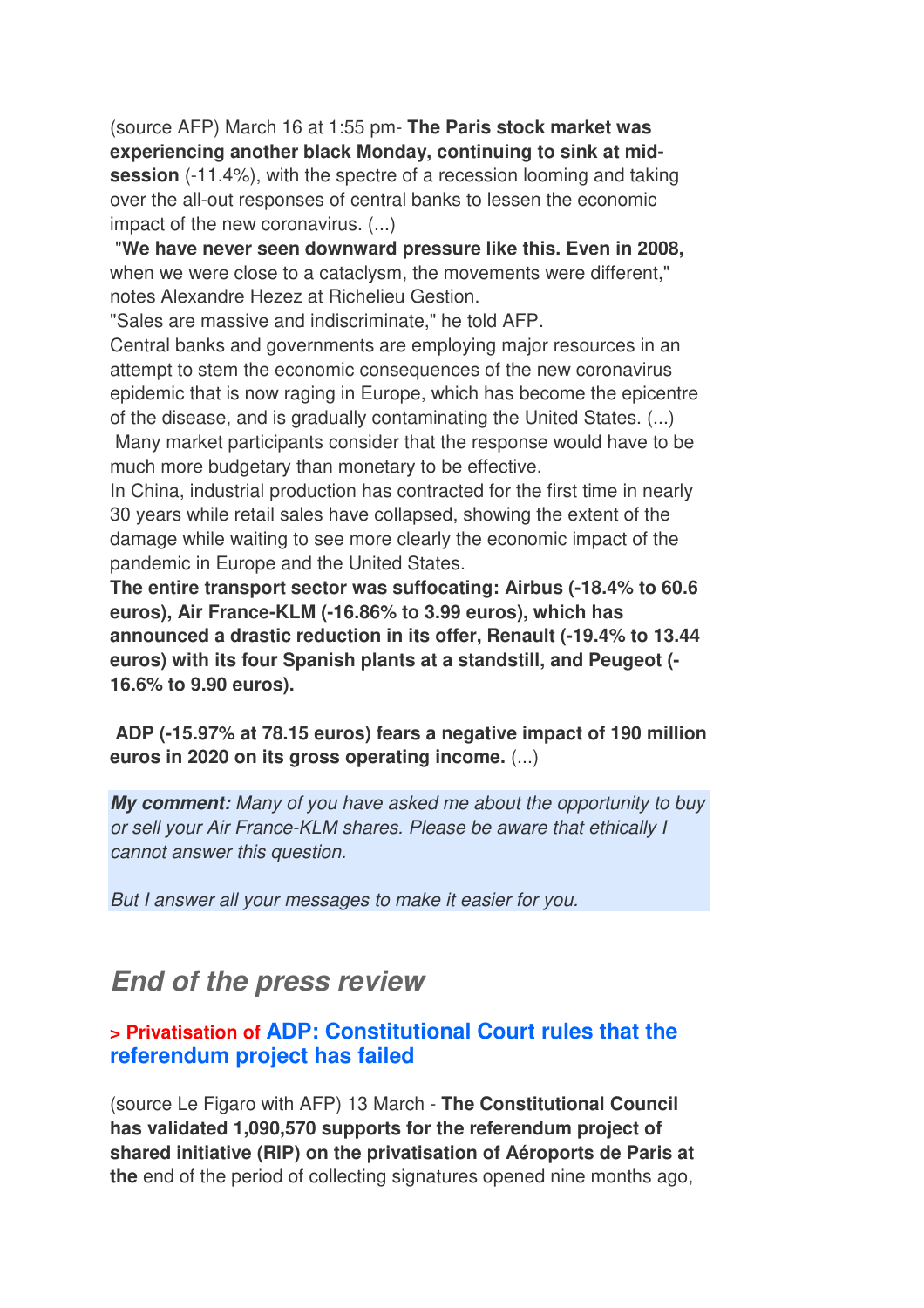(source AFP) March 16 at 1:55 pm- **The Paris stock market was experiencing another black Monday, continuing to sink at mid-session** (-11.4%), with the spectre of a recession looming and taking over the all-out responses of central banks to lessen the economic impact of the new coronavirus. (...)

"**We have never seen downward pressure like this. Even in 2008,** when we were close to a cataclysm, the movements were different," notes Alexandre Hezez at Richelieu Gestion.

"Sales are massive and indiscriminate," he told AFP.

Central banks and governments are employing major resources in an attempt to stem the economic consequences of the new coronavirus epidemic that is now raging in Europe, which has become the epicentre of the disease, and is gradually contaminating the United States. (...)

Many market participants consider that the response would have to be much more budgetary than monetary to be effective.

In China, industrial production has contracted for the first time in nearly 30 years while retail sales have collapsed, showing the extent of the damage while waiting to see more clearly the economic impact of the pandemic in Europe and the United States.

**The entire transport sector was suffocating: Airbus (-18.4% to 60.6 euros), Air France-KLM (-16.86% to 3.99 euros), which has announced a drastic reduction in its offer, Renault (-19.4% to 13.44 euros) with its four Spanish plants at a standstill, and Peugeot (-16.6% to 9.90 euros).**

**ADP (-15.97% at 78.15 euros) fears a negative impact of 190 million euros in 2020 on its gross operating income.** (...)

***My comment:*** *Many of you have asked me about the opportunity to buy or sell your Air France-KLM shares. Please be aware that ethically I cannot answer this question.*

*But I answer all your messages to make it easier for you.*

## *End of the press review*

### > Privatisation of ADP: Constitutional Court rules that the referendum project has failed

(source Le Figaro with AFP) 13 March - **The Constitutional Council has validated 1,090,570 supports for the referendum project of shared initiative (RIP) on the privatisation of Aéroports de Paris at the** end of the period of collecting signatures opened nine months ago,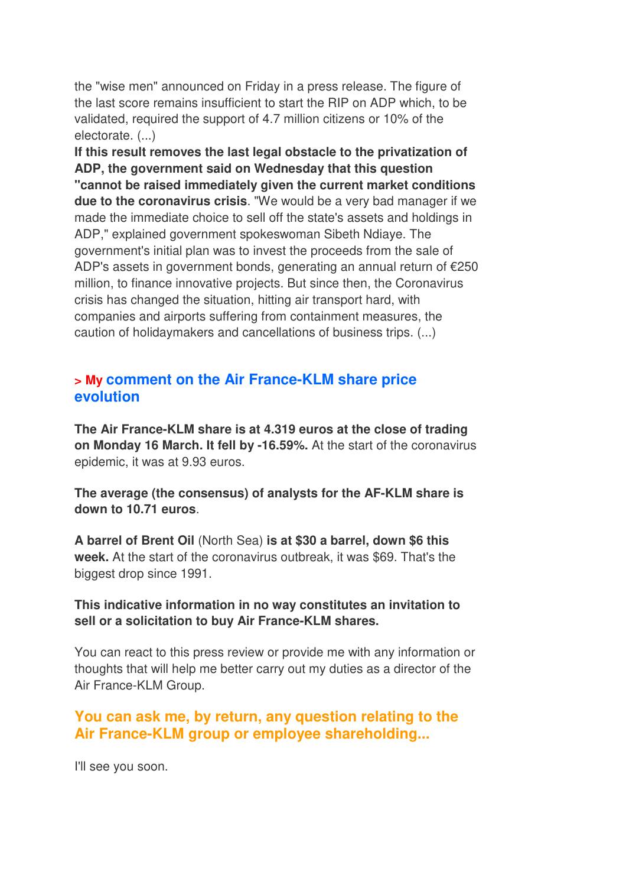the "wise men" announced on Friday in a press release. The figure of the last score remains insufficient to start the RIP on ADP which, to be validated, required the support of 4.7 million citizens or 10% of the electorate. (...)

**If this result removes the last legal obstacle to the privatization of ADP, the government said on Wednesday that this question "cannot be raised immediately given the current market conditions due to the coronavirus crisis**. "We would be a very bad manager if we made the immediate choice to sell off the state's assets and holdings in ADP," explained government spokeswoman Sibeth Ndiaye. The government's initial plan was to invest the proceeds from the sale of ADP's assets in government bonds, generating an annual return of €250 million, to finance innovative projects. But since then, the Coronavirus crisis has changed the situation, hitting air transport hard, with companies and airports suffering from containment measures, the caution of holidaymakers and cancellations of business trips. (...)

## > My comment on the Air France-KLM share price evolution

**The Air France-KLM share is at 4.319 euros at the close of trading on Monday 16 March. It fell by -16.59%.** At the start of the coronavirus epidemic, it was at 9.93 euros.

**The average (the consensus) of analysts for the AF-KLM share is down to 10.71 euros**.

**A barrel of Brent Oil** (North Sea) **is at $30 a barrel, down $6 this week.** At the start of the coronavirus outbreak, it was $69. That's the biggest drop since 1991.

**This indicative information in no way constitutes an invitation to sell or a solicitation to buy Air France-KLM shares.**

You can react to this press review or provide me with any information or thoughts that will help me better carry out my duties as a director of the Air France-KLM Group.

## You can ask me, by return, any question relating to the Air France-KLM group or employee shareholding...

I'll see you soon.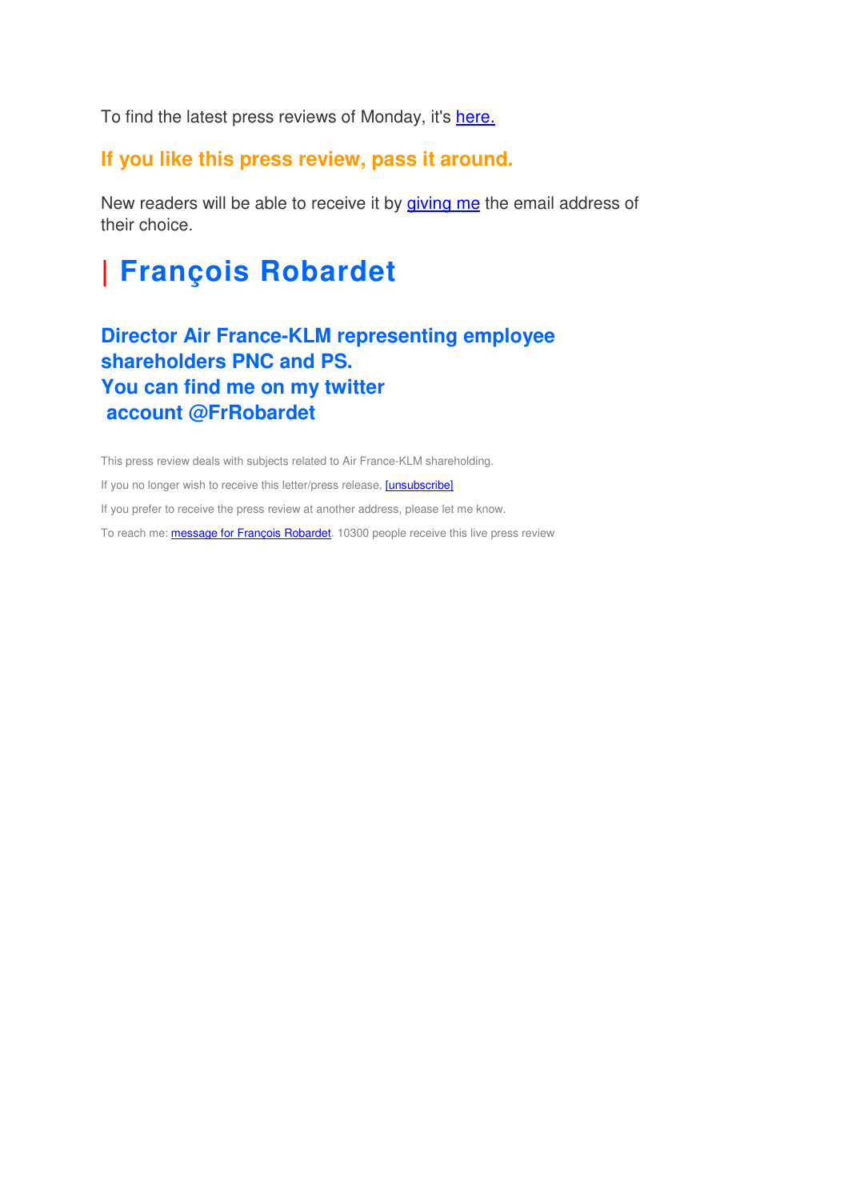To find the latest press reviews of Monday, it's here.

**If you like this press review, pass it around.**

New readers will be able to receive it by giving me the email address of their choice.

# | François Robardet

### Director Air France-KLM representing employee shareholders PNC and PS.
### You can find me on my twitter account @FrRobardet

This press review deals with subjects related to Air France-KLM shareholding.

If you no longer wish to receive this letter/press release, [unsubscribe]

If you prefer to receive the press review at another address, please let me know.

To reach me: message for François Robardet. 10300 people receive this live press review